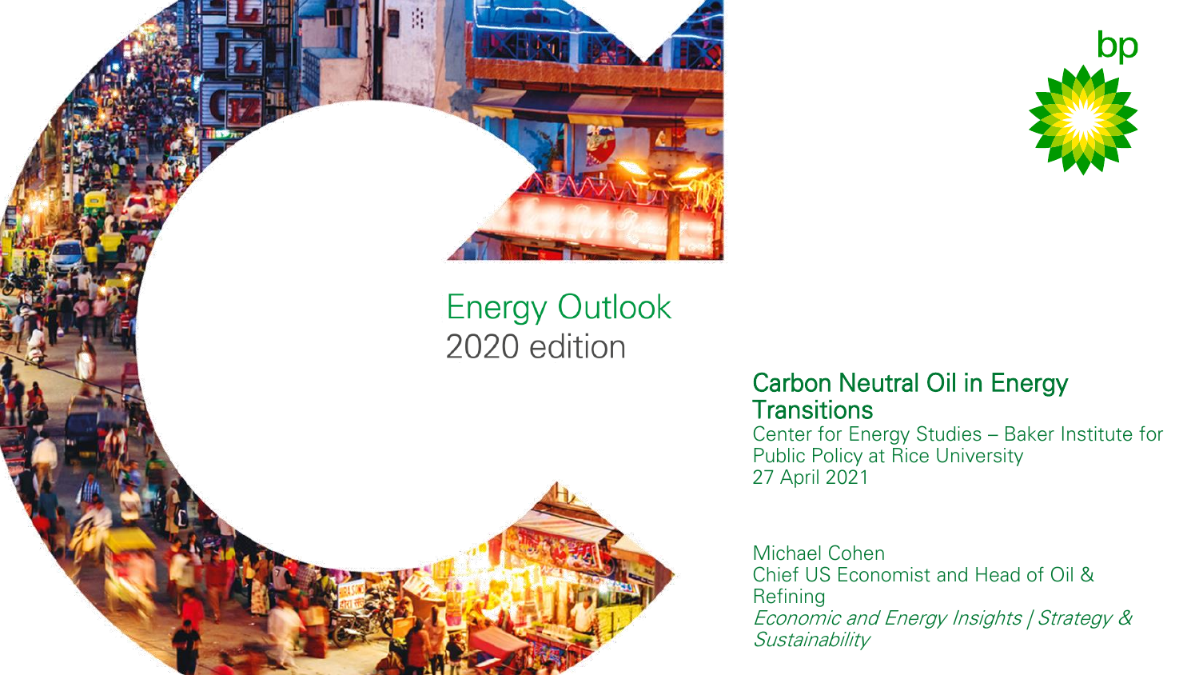# Energy Outlook
2020 edition

## Carbon Neutral Oil in Energy Transitions

Center for Energy Studies – Baker Institute for Public Policy at Rice University
27 April 2021

Michael Cohen
Chief US Economist and Head of Oil & Refining
*Economic and Energy Insights | Strategy & Sustainability*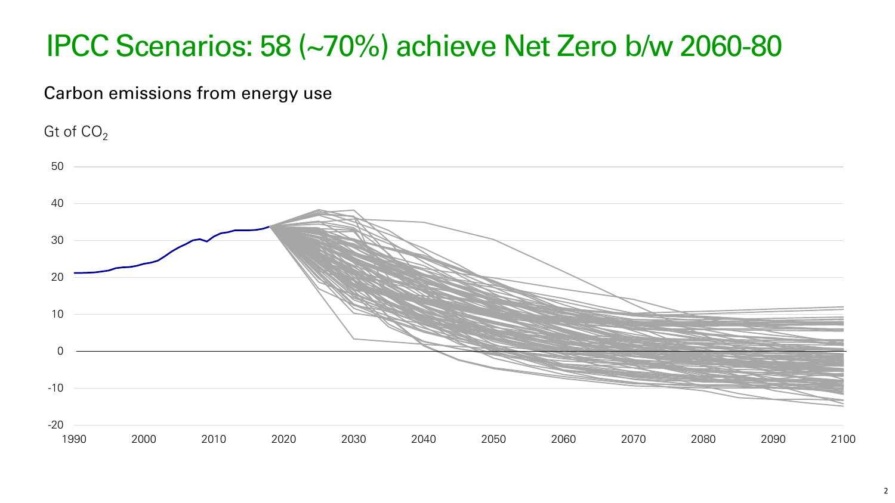# IPCC Scenarios: 58 (~70%) achieve Net Zero b/w 2060-80

Carbon emissions from energy use

Gt of $CO_2$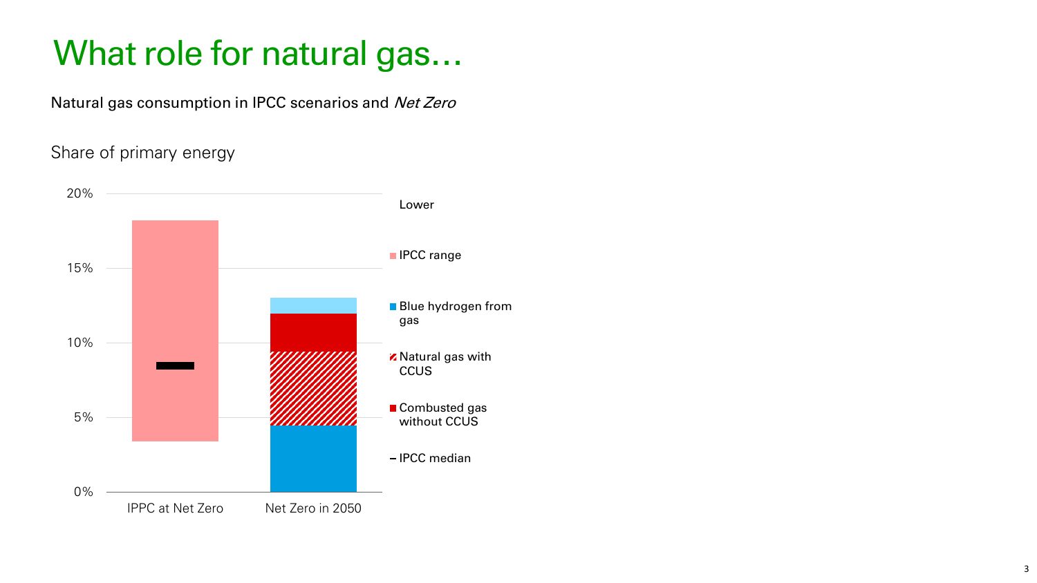# What role for natural gas…

Natural gas consumption in IPCC scenarios and *Net Zero*

Share of primary energy

20%

15%

10%

5%

0%

IPPC at Net Zero

Net Zero in 2050

Lower

IPCC range

Blue hydrogen from gas

Natural gas with CCUS

Combusted gas without CCUS

IPCC median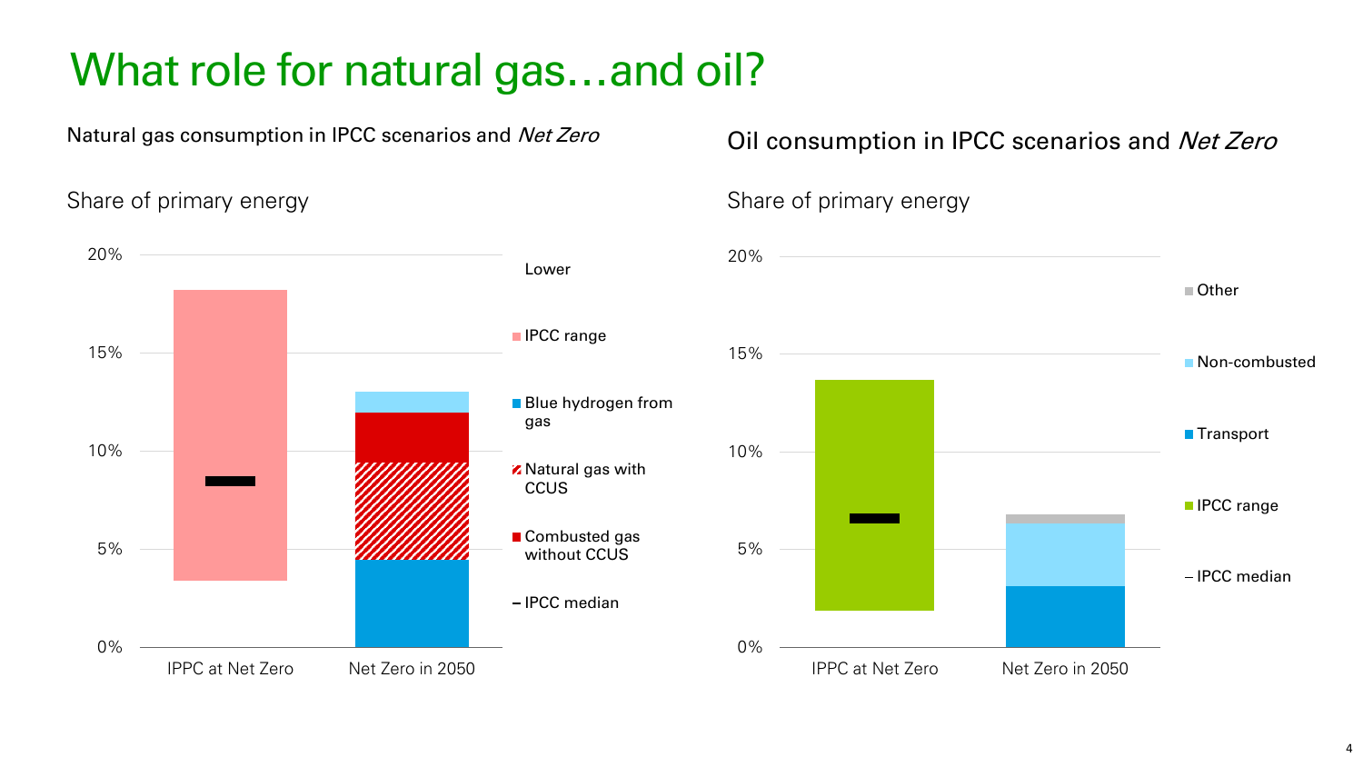# What role for natural gas…and oil?

Natural gas consumption in IPCC scenarios and *Net Zero*

Share of primary energy

20%

15%

10%

5%

0%

IPPC at Net Zero

Net Zero in 2050

Lower

IPCC range

Blue hydrogen from gas

Natural gas with CCUS

Combusted gas without CCUS

IPCC median

Oil consumption in IPCC scenarios and *Net Zero*

Share of primary energy

20%

15%

10%

5%

0%

IPPC at Net Zero

Net Zero in 2050

Other

Non-combusted

Transport

IPCC range

IPCC median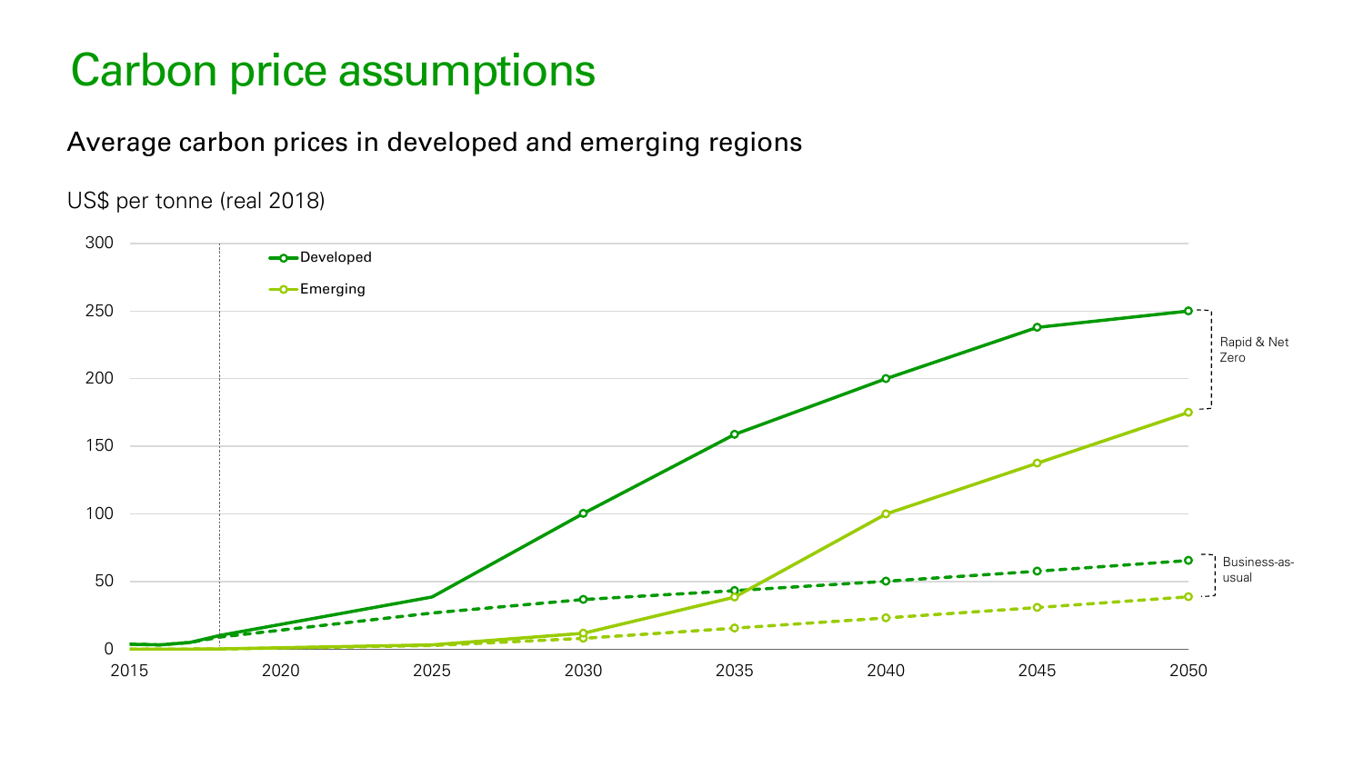# Carbon price assumptions

## Average carbon prices in developed and emerging regions

US$ per tonne (real 2018)

Developed

Emerging

Rapid & Net Zero

Business-as-usual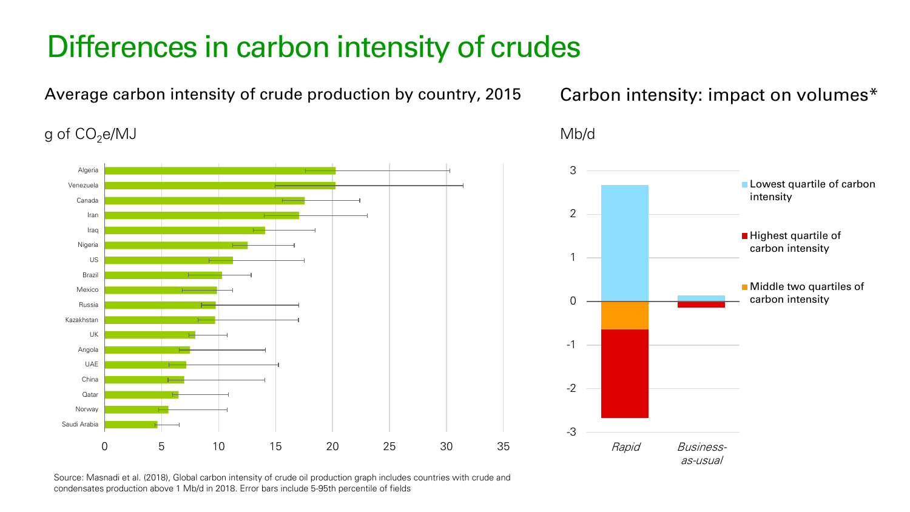# Differences in carbon intensity of crudes

## Average carbon intensity of crude production by country, 2015

g of $CO_2e$/MJ

Algeria
Venezuela
Canada
Iran
Iraq
Nigeria
US
Brazil
Mexico
Russia
Kazakhstan
UK
Angola
UAE
China
Qatar
Norway
Saudi Arabia

0 5 10 15 20 25 30 35

## Carbon intensity: impact on volumes*

Mb/d

3
2
1
0
-1
-2
-3

*Rapid*
*Business-as-usual*

- Lowest quartile of carbon intensity
- Highest quartile of carbon intensity
- Middle two quartiles of carbon intensity

Source: Masnadi et al. (2018), Global carbon intensity of crude oil production graph includes countries with crude and condensates production above 1 Mb/d in 2018. Error bars include 5-95th percentile of fields